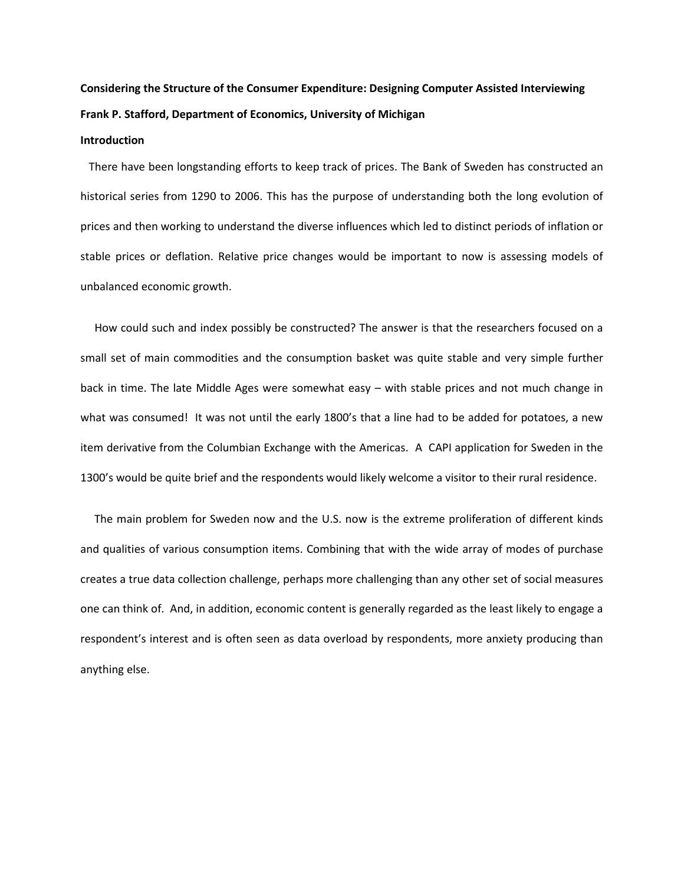**Considering the Structure of the Consumer Expenditure: Designing Computer Assisted Interviewing**

**Frank P. Stafford, Department of Economics, University of Michigan**

## Introduction

There have been longstanding efforts to keep track of prices. The Bank of Sweden has constructed an historical series from 1290 to 2006. This has the purpose of understanding both the long evolution of prices and then working to understand the diverse influences which led to distinct periods of inflation or stable prices or deflation. Relative price changes would be important to now is assessing models of unbalanced economic growth.

How could such and index possibly be constructed? The answer is that the researchers focused on a small set of main commodities and the consumption basket was quite stable and very simple further back in time. The late Middle Ages were somewhat easy – with stable prices and not much change in what was consumed! It was not until the early 1800's that a line had to be added for potatoes, a new item derivative from the Columbian Exchange with the Americas. A CAPI application for Sweden in the 1300's would be quite brief and the respondents would likely welcome a visitor to their rural residence.

The main problem for Sweden now and the U.S. now is the extreme proliferation of different kinds and qualities of various consumption items. Combining that with the wide array of modes of purchase creates a true data collection challenge, perhaps more challenging than any other set of social measures one can think of. And, in addition, economic content is generally regarded as the least likely to engage a respondent's interest and is often seen as data overload by respondents, more anxiety producing than anything else.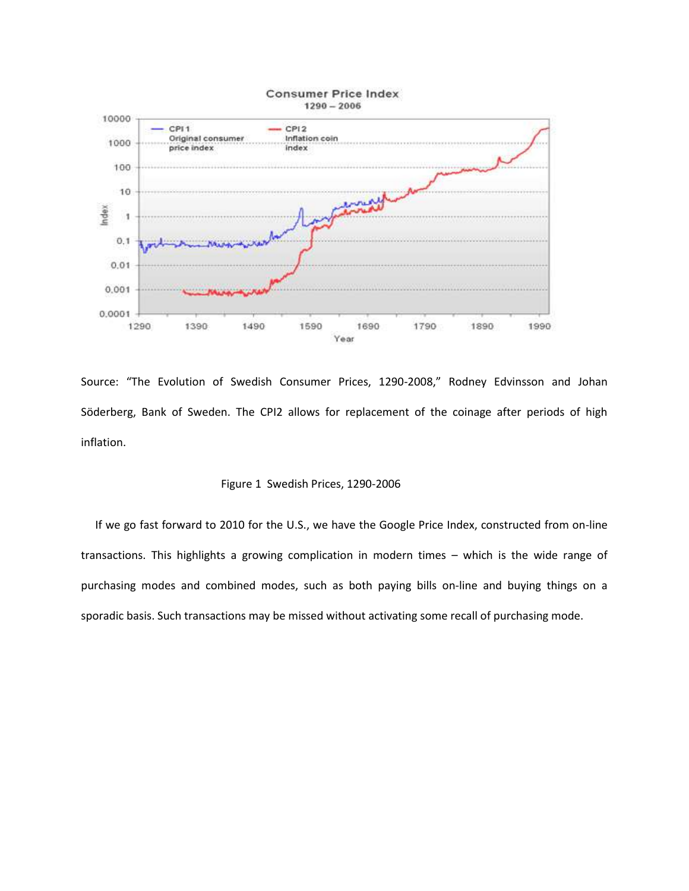Source: "The Evolution of Swedish Consumer Prices, 1290-2008," Rodney Edvinsson and Johan Söderberg, Bank of Sweden. The CPI2 allows for replacement of the coinage after periods of high inflation.

Figure 1 Swedish Prices, 1290-2006

If we go fast forward to 2010 for the U.S., we have the Google Price Index, constructed from on-line transactions. This highlights a growing complication in modern times – which is the wide range of purchasing modes and combined modes, such as both paying bills on-line and buying things on a sporadic basis. Such transactions may be missed without activating some recall of purchasing mode.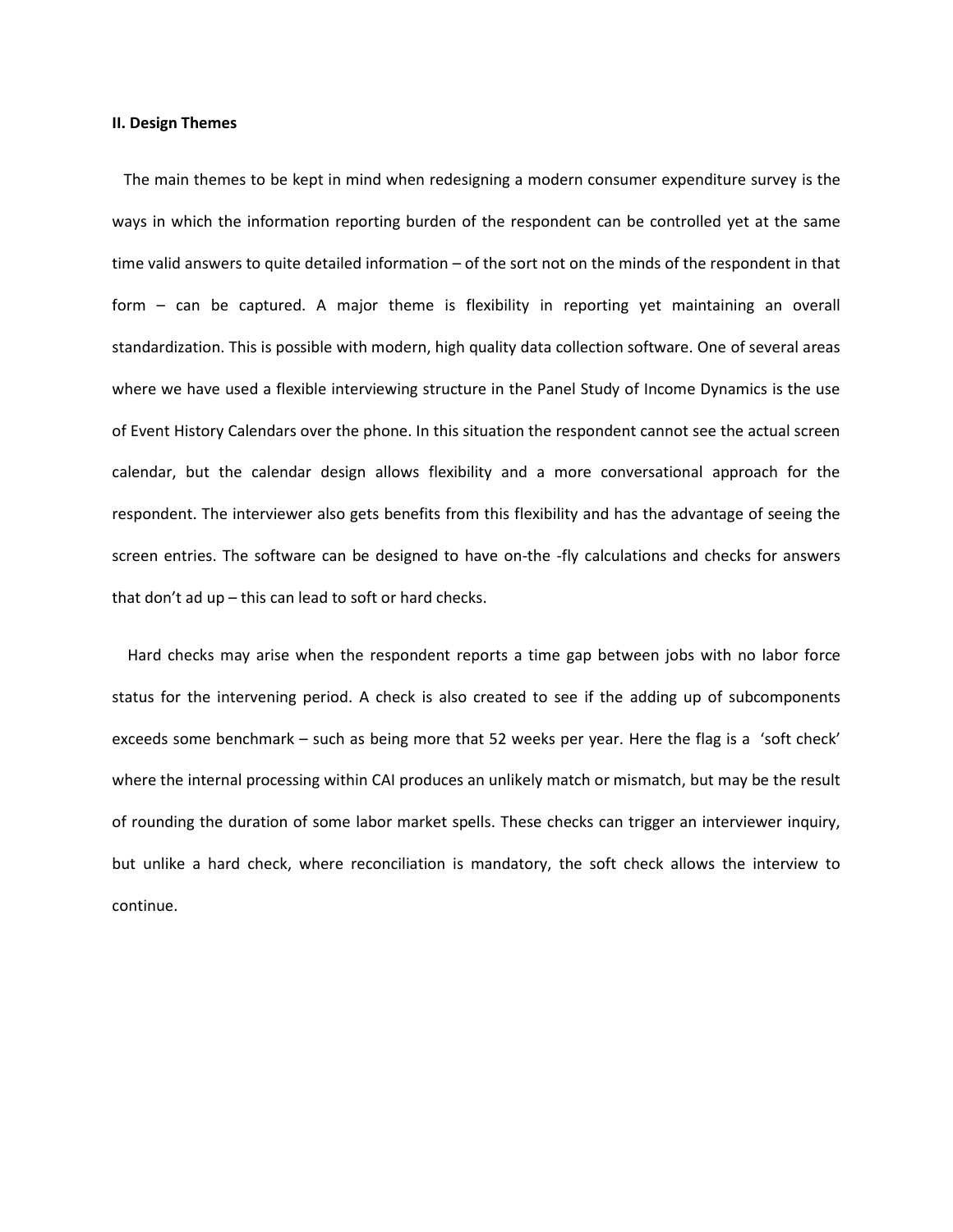**II. Design Themes**

The main themes to be kept in mind when redesigning a modern consumer expenditure survey is the ways in which the information reporting burden of the respondent can be controlled yet at the same time valid answers to quite detailed information – of the sort not on the minds of the respondent in that form – can be captured. A major theme is flexibility in reporting yet maintaining an overall standardization. This is possible with modern, high quality data collection software. One of several areas where we have used a flexible interviewing structure in the Panel Study of Income Dynamics is the use of Event History Calendars over the phone. In this situation the respondent cannot see the actual screen calendar, but the calendar design allows flexibility and a more conversational approach for the respondent. The interviewer also gets benefits from this flexibility and has the advantage of seeing the screen entries. The software can be designed to have on-the -fly calculations and checks for answers that don't ad up – this can lead to soft or hard checks.

Hard checks may arise when the respondent reports a time gap between jobs with no labor force status for the intervening period. A check is also created to see if the adding up of subcomponents exceeds some benchmark – such as being more that 52 weeks per year. Here the flag is a 'soft check' where the internal processing within CAI produces an unlikely match or mismatch, but may be the result of rounding the duration of some labor market spells. These checks can trigger an interviewer inquiry, but unlike a hard check, where reconciliation is mandatory, the soft check allows the interview to continue.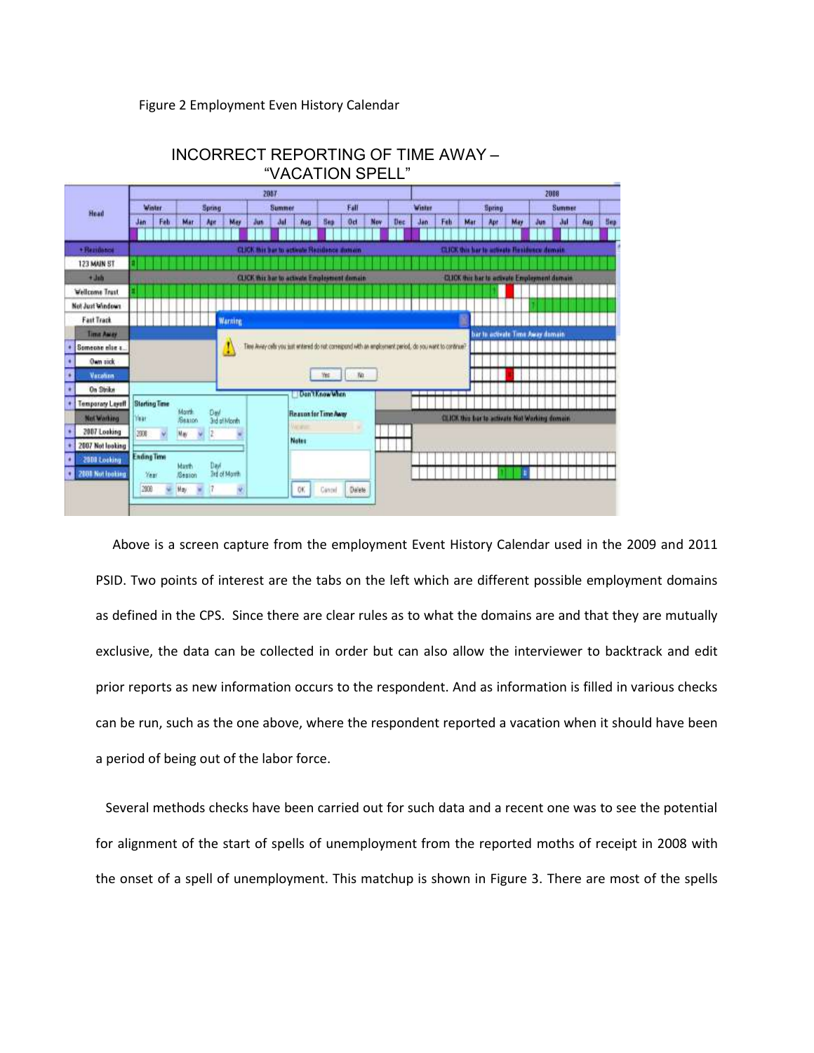Figure 2 Employment Even History Calendar

INCORRECT REPORTING OF TIME AWAY – "VACATION SPELL"

Above is a screen capture from the employment Event History Calendar used in the 2009 and 2011 PSID. Two points of interest are the tabs on the left which are different possible employment domains as defined in the CPS. Since there are clear rules as to what the domains are and that they are mutually exclusive, the data can be collected in order but can also allow the interviewer to backtrack and edit prior reports as new information occurs to the respondent. And as information is filled in various checks can be run, such as the one above, where the respondent reported a vacation when it should have been a period of being out of the labor force.

Several methods checks have been carried out for such data and a recent one was to see the potential for alignment of the start of spells of unemployment from the reported moths of receipt in 2008 with the onset of a spell of unemployment. This matchup is shown in Figure 3. There are most of the spells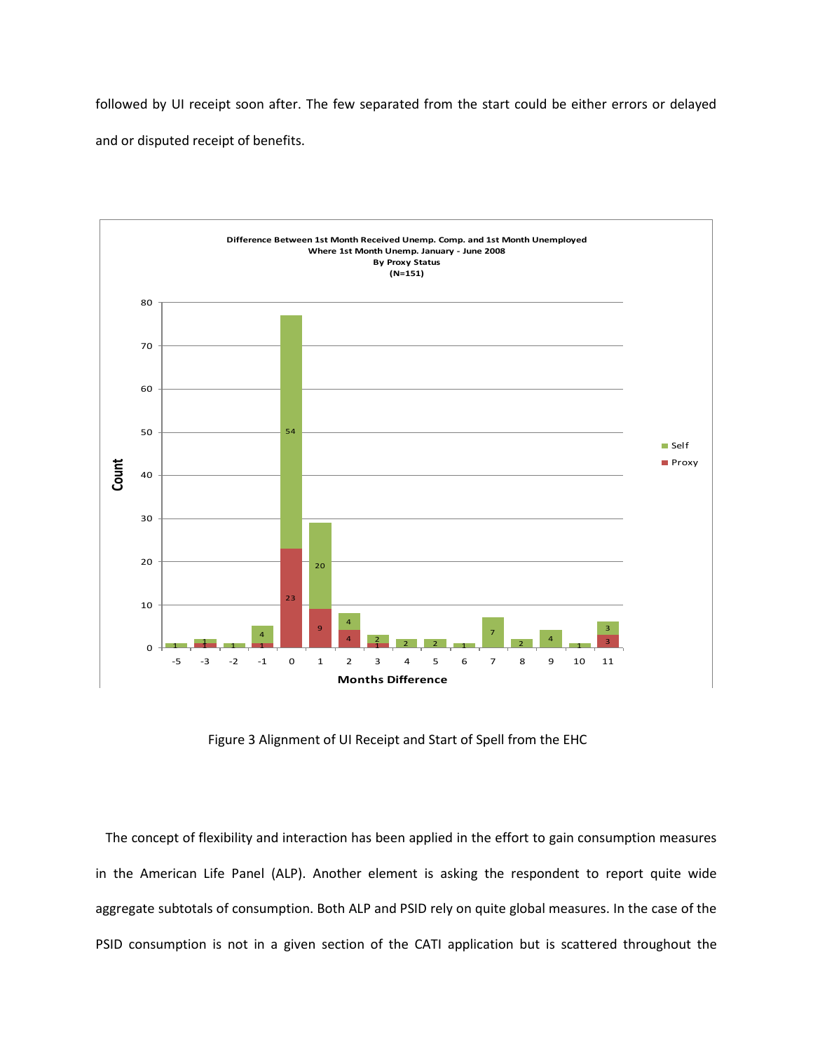followed by UI receipt soon after. The few separated from the start could be either errors or delayed and or disputed receipt of benefits.

Figure 3 Alignment of UI Receipt and Start of Spell from the EHC

The concept of flexibility and interaction has been applied in the effort to gain consumption measures in the American Life Panel (ALP). Another element is asking the respondent to report quite wide aggregate subtotals of consumption. Both ALP and PSID rely on quite global measures. In the case of the PSID consumption is not in a given section of the CATI application but is scattered throughout the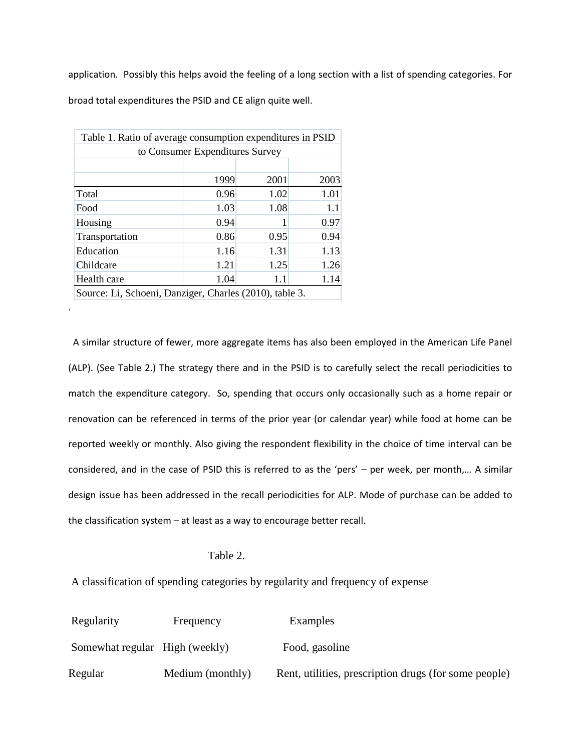application. Possibly this helps avoid the feeling of a long section with a list of spending categories. For broad total expenditures the PSID and CE align quite well.

Table 1. Ratio of average consumption expenditures in PSID to Consumer Expenditures Survey

| | 1999 | 2001 | 2003 |
|---|---|---|---|
| Total | 0.96 | 1.02 | 1.01 |
| Food | 1.03 | 1.08 | 1.1 |
| Housing | 0.94 | 1 | 0.97 |
| Transportation | 0.86 | 0.95 | 0.94 |
| Education | 1.16 | 1.31 | 1.13 |
| Childcare | 1.21 | 1.25 | 1.26 |
| Health care | 1.04 | 1.1 | 1.14 |

Source: Li, Schoeni, Danziger, Charles (2010), table 3.

A similar structure of fewer, more aggregate items has also been employed in the American Life Panel (ALP). (See Table 2.) The strategy there and in the PSID is to carefully select the recall periodicities to match the expenditure category. So, spending that occurs only occasionally such as a home repair or renovation can be referenced in terms of the prior year (or calendar year) while food at home can be reported weekly or monthly. Also giving the respondent flexibility in the choice of time interval can be considered, and in the case of PSID this is referred to as the 'pers' – per week, per month,… A similar design issue has been addressed in the recall periodicities for ALP. Mode of purchase can be added to the classification system – at least as a way to encourage better recall.

Table 2.

A classification of spending categories by regularity and frequency of expense

| Regularity | Frequency | Examples |
|---|---|---|
| Somewhat regular | High (weekly) | Food, gasoline |
| Regular | Medium (monthly) | Rent, utilities, prescription drugs (for some people) |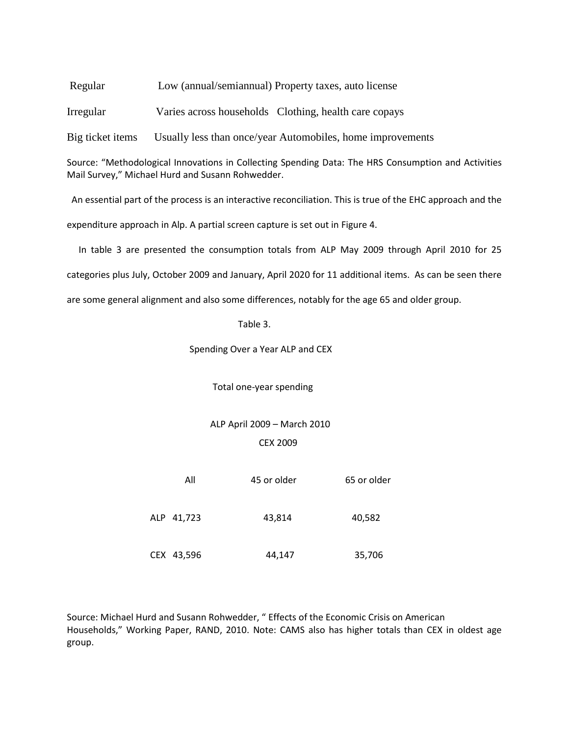| | | |
|---|---|---|
| Regular | Low (annual/semiannual) | Property taxes, auto license |
| Irregular | Varies across households | Clothing, health care copays |
| Big ticket items | Usually less than once/year | Automobiles, home improvements |

Source: "Methodological Innovations in Collecting Spending Data: The HRS Consumption and Activities Mail Survey," Michael Hurd and Susann Rohwedder.

An essential part of the process is an interactive reconciliation. This is true of the EHC approach and the expenditure approach in Alp. A partial screen capture is set out in Figure 4.

In table 3 are presented the consumption totals from ALP May 2009 through April 2010 for 25 categories plus July, October 2009 and January, April 2020 for 11 additional items. As can be seen there are some general alignment and also some differences, notably for the age 65 and older group.

Table 3.

Spending Over a Year ALP and CEX

Total one-year spending

ALP April 2009 – March 2010

CEX 2009

| | All | 45 or older | 65 or older |
|---|---|---|---|
| ALP | 41,723 | 43,814 | 40,582 |
| CEX | 43,596 | 44,147 | 35,706 |

Source: Michael Hurd and Susann Rohwedder, " Effects of the Economic Crisis on American Households," Working Paper, RAND, 2010. Note: CAMS also has higher totals than CEX in oldest age group.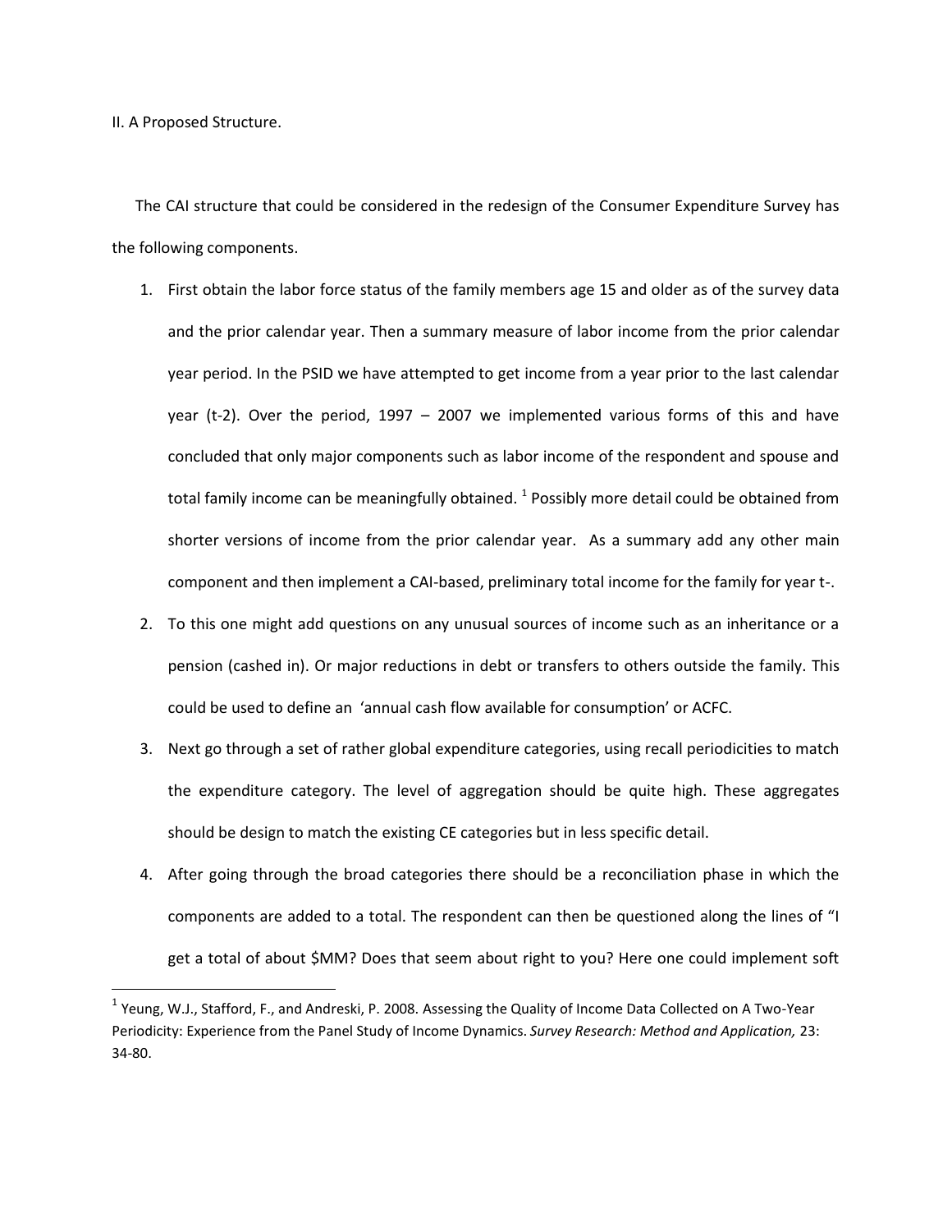II. A Proposed Structure.

The CAI structure that could be considered in the redesign of the Consumer Expenditure Survey has the following components.

1. First obtain the labor force status of the family members age 15 and older as of the survey data and the prior calendar year. Then a summary measure of labor income from the prior calendar year period. In the PSID we have attempted to get income from a year prior to the last calendar year (t-2). Over the period, 1997 – 2007 we implemented various forms of this and have concluded that only major components such as labor income of the respondent and spouse and total family income can be meaningfully obtained. [1] Possibly more detail could be obtained from shorter versions of income from the prior calendar year. As a summary add any other main component and then implement a CAI-based, preliminary total income for the family for year t-.
2. To this one might add questions on any unusual sources of income such as an inheritance or a pension (cashed in). Or major reductions in debt or transfers to others outside the family. This could be used to define an 'annual cash flow available for consumption' or ACFC.
3. Next go through a set of rather global expenditure categories, using recall periodicities to match the expenditure category. The level of aggregation should be quite high. These aggregates should be design to match the existing CE categories but in less specific detail.
4. After going through the broad categories there should be a reconciliation phase in which the components are added to a total. The respondent can then be questioned along the lines of "I get a total of about $MM? Does that seem about right to you? Here one could implement soft

[1] Yeung, W.J., Stafford, F., and Andreski, P. 2008. Assessing the Quality of Income Data Collected on A Two-Year Periodicity: Experience from the Panel Study of Income Dynamics. *Survey Research: Method and Application,* 23: 34-80.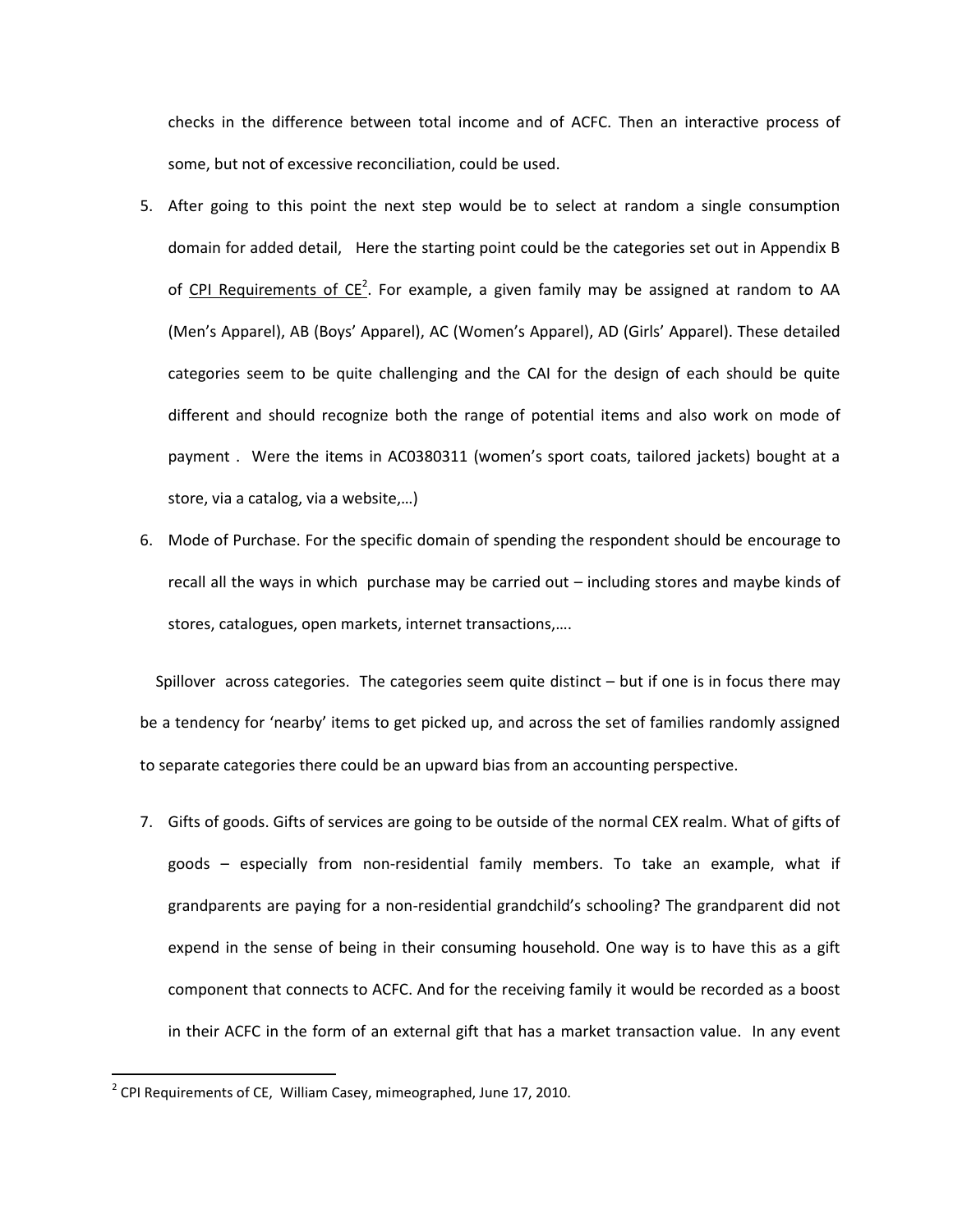checks in the difference between total income and of ACFC. Then an interactive process of some, but not of excessive reconciliation, could be used.

5. After going to this point the next step would be to select at random a single consumption domain for added detail, Here the starting point could be the categories set out in Appendix B of CPI Requirements of CE[2]. For example, a given family may be assigned at random to AA (Men's Apparel), AB (Boys' Apparel), AC (Women's Apparel), AD (Girls' Apparel). These detailed categories seem to be quite challenging and the CAI for the design of each should be quite different and should recognize both the range of potential items and also work on mode of payment . Were the items in AC0380311 (women's sport coats, tailored jackets) bought at a store, via a catalog, via a website,…)

6. Mode of Purchase. For the specific domain of spending the respondent should be encourage to recall all the ways in which purchase may be carried out – including stores and maybe kinds of stores, catalogues, open markets, internet transactions,….

Spillover across categories. The categories seem quite distinct – but if one is in focus there may be a tendency for 'nearby' items to get picked up, and across the set of families randomly assigned to separate categories there could be an upward bias from an accounting perspective.

7. Gifts of goods. Gifts of services are going to be outside of the normal CEX realm. What of gifts of goods – especially from non-residential family members. To take an example, what if grandparents are paying for a non-residential grandchild's schooling? The grandparent did not expend in the sense of being in their consuming household. One way is to have this as a gift component that connects to ACFC. And for the receiving family it would be recorded as a boost in their ACFC in the form of an external gift that has a market transaction value. In any event

[2] CPI Requirements of CE, William Casey, mimeographed, June 17, 2010.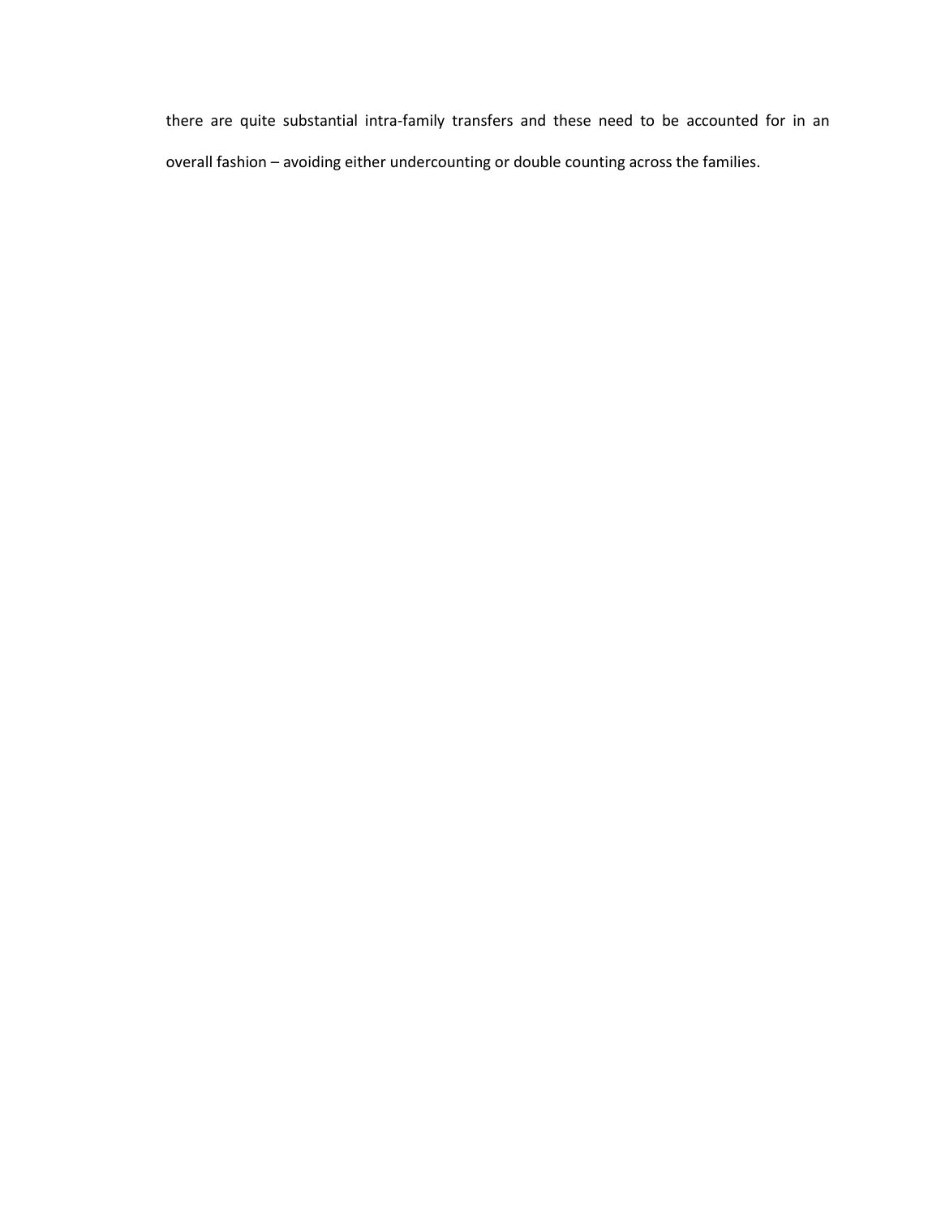there are quite substantial intra-family transfers and these need to be accounted for in an overall fashion – avoiding either undercounting or double counting across the families.